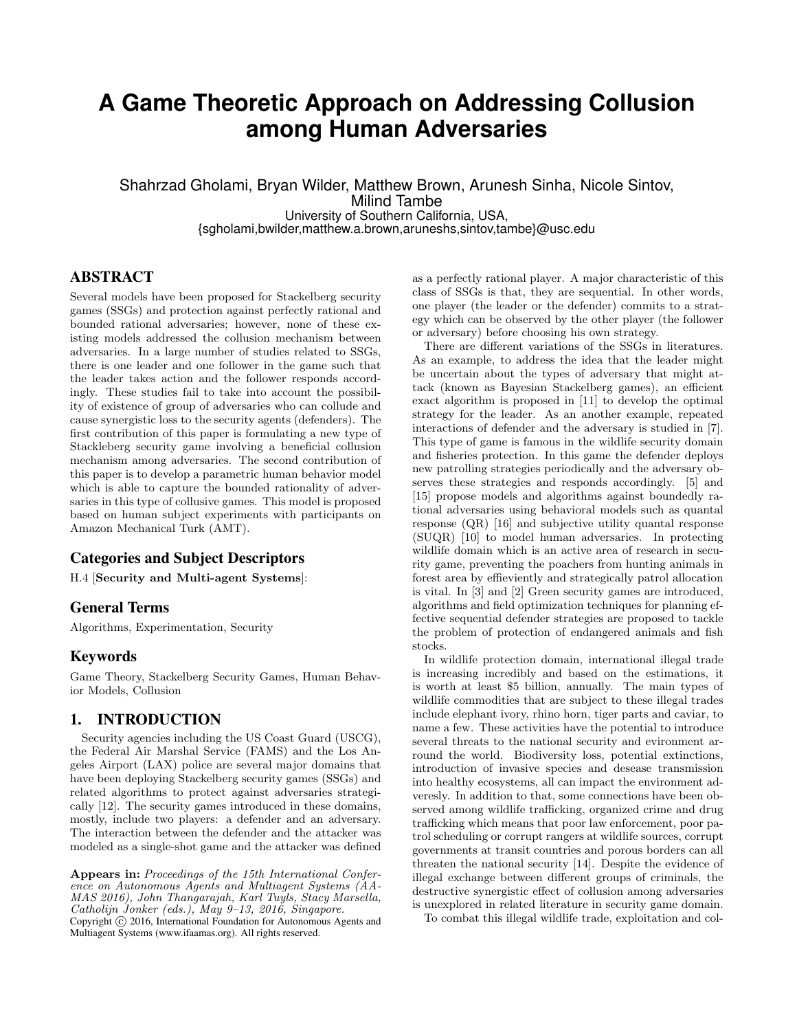# A Game Theoretic Approach on Addressing Collusion among Human Adversaries

Shahrzad Gholami, Bryan Wilder, Matthew Brown, Arunesh Sinha, Nicole Sintov, Milind Tambe
University of Southern California, USA,
{sgholami,bwilder,matthew.a.brown,aruneshs,sintov,tambe}@usc.edu

## ABSTRACT

Several models have been proposed for Stackelberg security games (SSGs) and protection against perfectly rational and bounded rational adversaries; however, none of these existing models addressed the collusion mechanism between adversaries. In a large number of studies related to SSGs, there is one leader and one follower in the game such that the leader takes action and the follower responds accordingly. These studies fail to take into account the possibility of existence of group of adversaries who can collude and cause synergistic loss to the security agents (defenders). The first contribution of this paper is formulating a new type of Stackleberg security game involving a beneficial collusion mechanism among adversaries. The second contribution of this paper is to develop a parametric human behavior model which is able to capture the bounded rationality of adversaries in this type of collusive games. This model is proposed based on human subject experiments with participants on Amazon Mechanical Turk (AMT).

### Categories and Subject Descriptors

H.4 [**Security and Multi-agent Systems**]:

### General Terms

Algorithms, Experimentation, Security

### Keywords

Game Theory, Stackelberg Security Games, Human Behavior Models, Collusion

## 1. INTRODUCTION

Security agencies including the US Coast Guard (USCG), the Federal Air Marshal Service (FAMS) and the Los Angeles Airport (LAX) police are several major domains that have been deploying Stackelberg security games (SSGs) and related algorithms to protect against adversaries strategically [12]. The security games introduced in these domains, mostly, include two players: a defender and an adversary. The interaction between the defender and the attacker was modeled as a single-shot game and the attacker was defined as a perfectly rational player. A major characteristic of this class of SSGs is that, they are sequential. In other words, one player (the leader or the defender) commits to a strategy which can be observed by the other player (the follower or adversary) before choosing his own strategy.

There are different variations of the SSGs in literatures. As an example, to address the idea that the leader might be uncertain about the types of adversary that might attack (known as Bayesian Stackelberg games), an efficient exact algorithm is proposed in [11] to develop the optimal strategy for the leader. As an another example, repeated interactions of defender and the adversary is studied in [7]. This type of game is famous in the wildlife security domain and fisheries protection. In this game the defender deploys new patrolling strategies periodically and the adversary observes these strategies and responds accordingly. [5] and [15] propose models and algorithms against boundedly rational adversaries using behavioral models such as quantal response (QR) [16] and subjective utility quantal response (SUQR) [10] to model human adversaries. In protecting wildlife domain which is an active area of research in security game, preventing the poachers from hunting animals in forest area by effieviently and strategically patrol allocation is vital. In [3] and [2] Green security games are introduced, algorithms and field optimization techniques for planning effective sequential defender strategies are proposed to tackle the problem of protection of endangered animals and fish stocks.

In wildlife protection domain, international illegal trade is increasing incredibly and based on the estimations, it is worth at least $5 billion, annually. The main types of wildlife commodities that are subject to these illegal trades include elephant ivory, rhino horn, tiger parts and caviar, to name a few. These activities have the potential to introduce several threats to the national security and evironment arround the world. Biodiversity loss, potential extinctions, introduction of invasive species and desease transmission into healthy ecosystems, all can impact the environment adversely. In addition to that, some connections have been observed among wildlife trafficking, organized crime and drug trafficking which means that poor law enforcement, poor patrol scheduling or corrupt rangers at wildlife sources, corrupt governments at transit countries and porous borders can all threaten the national security [14]. Despite the evidence of illegal exchange between different groups of criminals, the destructive synergistic effect of collusion among adversaries is unexplored in related literature in security game domain.

To combat this illegal wildlife trade, exploitation and col-

**Appears in:** *Proceedings of the 15th International Conference on Autonomous Agents and Multiagent Systems (AAMAS 2016), John Thangarajah, Karl Tuyls, Stacy Marsella, Catholijn Jonker (eds.), May 9–13, 2016, Singapore.*
Copyright © 2016, International Foundation for Autonomous Agents and Multiagent Systems (www.ifaamas.org). All rights reserved.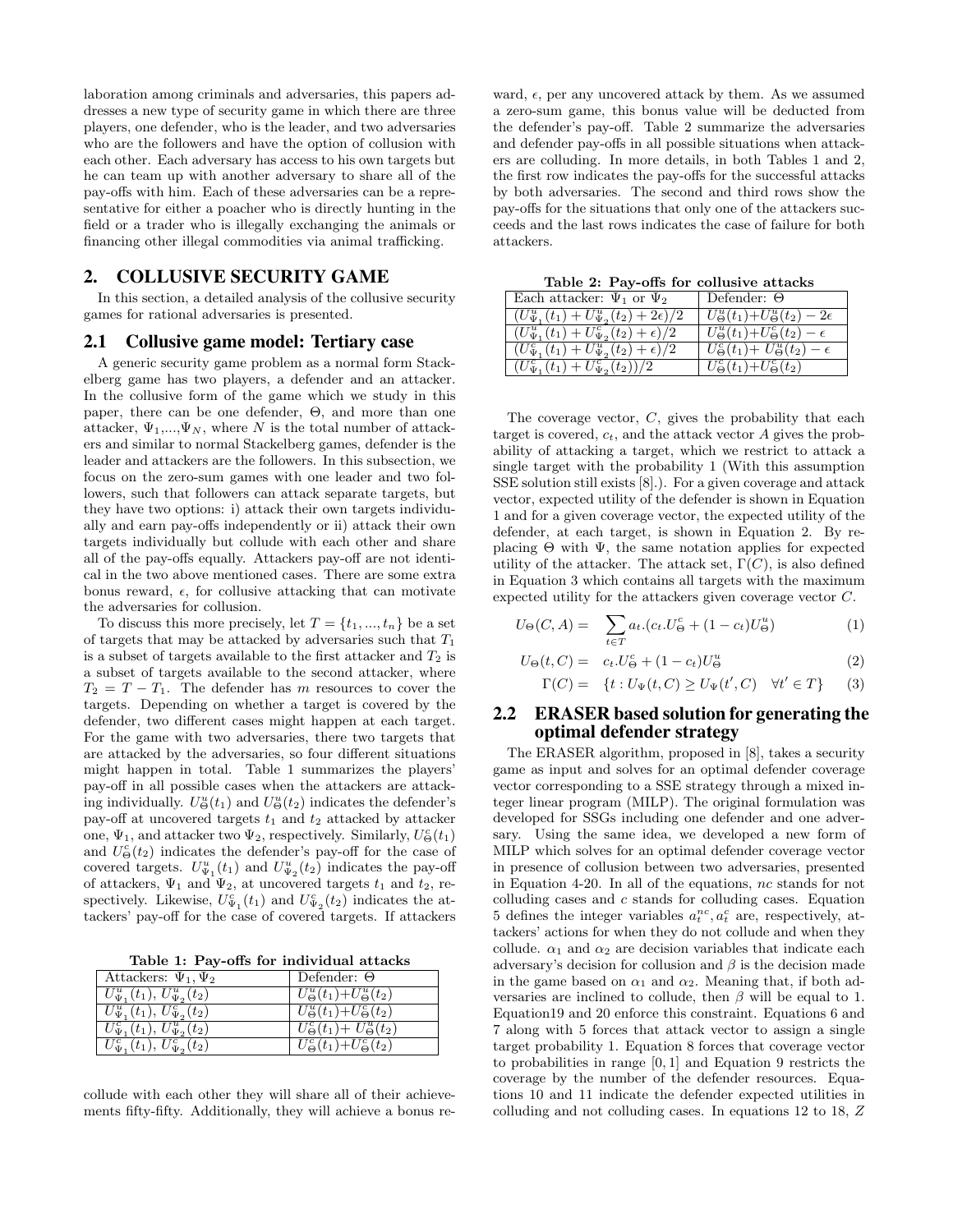laboration among criminals and adversaries, this papers addresses a new type of security game in which there are three players, one defender, who is the leader, and two adversaries who are the followers and have the option of collusion with each other. Each adversary has access to his own targets but he can team up with another adversary to share all of the pay-offs with him. Each of these adversaries can be a representative for either a poacher who is directly hunting in the field or a trader who is illegally exchanging the animals or financing other illegal commodities via animal trafficking.

## 2. COLLUSIVE SECURITY GAME

In this section, a detailed analysis of the collusive security games for rational adversaries is presented.

### 2.1 Collusive game model: Tertiary case

A generic security game problem as a normal form Stackelberg game has two players, a defender and an attacker. In the collusive form of the game which we study in this paper, there can be one defender, $\Theta$, and more than one attacker, $\Psi_1,...,\Psi_N$, where $N$ is the total number of attackers and similar to normal Stackelberg games, defender is the leader and attackers are the followers. In this subsection, we focus on the zero-sum games with one leader and two followers, such that followers can attack separate targets, but they have two options: i) attack their own targets individually and earn pay-offs independently or ii) attack their own targets individually but collude with each other and share all of the pay-offs equally. Attackers pay-off are not identical in the two above mentioned cases. There are some extra bonus reward, $\epsilon$, for collusive attacking that can motivate the adversaries for collusion.

To discuss this more precisely, let $T = \{t_1, ..., t_n\}$ be a set of targets that may be attacked by adversaries such that $T_1$ is a subset of targets available to the first attacker and $T_2$ is a subset of targets available to the second attacker, where $T_2 = T - T_1$. The defender has $m$ resources to cover the targets. Depending on whether a target is covered by the defender, two different cases might happen at each target. For the game with two adversaries, there two targets that are attacked by the adversaries, so four different situations might happen in total. Table 1 summarizes the players' pay-off in all possible cases when the attackers are attacking individually. $U^u_\Theta(t_1)$ and $U^u_\Theta(t_2)$ indicates the defender's pay-off at uncovered targets $t_1$ and $t_2$ attacked by attacker one, $\Psi_1$, and attacker two $\Psi_2$, respectively. Similarly, $U^c_\Theta(t_1)$ and $U^c_\Theta(t_2)$ indicates the defender's pay-off for the case of covered targets. $U^u_{\Psi_1}(t_1)$ and $U^u_{\Psi_2}(t_2)$ indicates the pay-off of attackers, $\Psi_1$ and $\Psi_2$, at uncovered targets $t_1$ and $t_2$, respectively. Likewise, $U^c_{\Psi_1}(t_1)$ and $U^c_{\Psi_2}(t_2)$ indicates the attackers' pay-off for the case of covered targets. If attackers collude with each other they will share all of their achievements fifty-fifty. Additionally, they will achieve a bonus reward, $\epsilon$, per any uncovered attack by them. As we assumed a zero-sum game, this bonus value will be deducted from the defender's pay-off. Table 2 summarize the adversaries and defender pay-offs in all possible situations when attackers are colluding. In more details, in both Tables 1 and 2, the first row indicates the pay-offs for the successful attacks by both adversaries. The second and third rows show the pay-offs for the situations that only one of the attackers succeeds and the last rows indicates the case of failure for both attackers.

**Table 1: Pay-offs for individual attacks**

| Attackers: $\Psi_1, \Psi_2$ | Defender: $\Theta$ |
|---|---|
| $U^u_{\Psi_1}(t_1)$, $U^u_{\Psi_2}(t_2)$ | $U^u_\Theta(t_1)+U^u_\Theta(t_2)$ |
| $U^u_{\Psi_1}(t_1)$, $U^c_{\Psi_2}(t_2)$ | $U^u_\Theta(t_1)+U^c_\Theta(t_2)$ |
| $U^c_{\Psi_1}(t_1)$, $U^u_{\Psi_2}(t_2)$ | $U^c_\Theta(t_1)+U^u_\Theta(t_2)$ |
| $U^c_{\Psi_1}(t_1)$, $U^c_{\Psi_2}(t_2)$ | $U^c_\Theta(t_1)+U^c_\Theta(t_2)$ |

**Table 2: Pay-offs for collusive attacks**

| Each attacker: $\Psi_1$ or $\Psi_2$ | Defender: $\Theta$ |
|---|---|
| $(U^u_{\Psi_1}(t_1) + U^u_{\Psi_2}(t_2) + 2\epsilon)/2$ | $U^u_\Theta(t_1)+U^u_\Theta(t_2) - 2\epsilon$ |
| $(U^u_{\Psi_1}(t_1) + U^c_{\Psi_2}(t_2) + \epsilon)/2$ | $U^u_\Theta(t_1)+U^c_\Theta(t_2) - \epsilon$ |
| $(U^c_{\Psi_1}(t_1) + U^u_{\Psi_2}(t_2) + \epsilon)/2$ | $U^c_\Theta(t_1)+ U^u_\Theta(t_2) - \epsilon$ |
| $(U^c_{\Psi_1}(t_1) + U^c_{\Psi_2}(t_2))/2$ | $U^c_\Theta(t_1)+U^c_\Theta(t_2)$ |

The coverage vector, $C$, gives the probability that each target is covered, $c_t$, and the attack vector $A$ gives the probability of attacking a target, which we restrict to attack a single target with the probability 1 (With this assumption SSE solution still exists [8].). For a given coverage and attack vector, expected utility of the defender is shown in Equation 1 and for a given coverage vector, the expected utility of the defender, at each target, is shown in Equation 2. By replacing $\Theta$ with $\Psi$, the same notation applies for expected utility of the attacker. The attack set, $\Gamma(C)$, is also defined in Equation 3 which contains all targets with the maximum expected utility for the attackers given coverage vector $C$.

$$U_\Theta(C, A) = \sum_{t \in T} a_t.(c_t.U^c_\Theta + (1 - c_t)U^u_\Theta) \tag{1}$$

$$U_\Theta(t, C) = c_t.U^c_\Theta + (1 - c_t)U^u_\Theta \tag{2}$$

$$\Gamma(C) = \{t : U_\Psi(t, C) \geq U_\Psi(t', C) \quad \forall t' \in T\} \tag{3}$$

### 2.2 ERASER based solution for generating the optimal defender strategy

The ERASER algorithm, proposed in [8], takes a security game as input and solves for an optimal defender coverage vector corresponding to a SSE strategy through a mixed integer linear program (MILP). The original formulation was developed for SSGs including one defender and one adversary. Using the same idea, we developed a new form of MILP which solves for an optimal defender coverage vector in presence of collusion between two adversaries, presented in Equation 4-20. In all of the equations, $nc$ stands for not colluding cases and $c$ stands for colluding cases. Equation 5 defines the integer variables $a^{nc}_t, a^c_t$ are, respectively, attackers' actions for when they do not collude and when they collude. $\alpha_1$ and $\alpha_2$ are decision variables that indicate each adversary's decision for collusion and $\beta$ is the decision made in the game based on $\alpha_1$ and $\alpha_2$. Meaning that, if both adversaries are inclined to collude, then $\beta$ will be equal to 1. Equation19 and 20 enforce this constraint. Equations 6 and 7 along with 5 forces that attack vector to assign a single target probability 1. Equation 8 forces that coverage vector to probabilities in range $[0, 1]$ and Equation 9 restricts the coverage by the number of the defender resources. Equations 10 and 11 indicate the defender expected utilities in colluding and not colluding cases. In equations 12 to 18, $Z$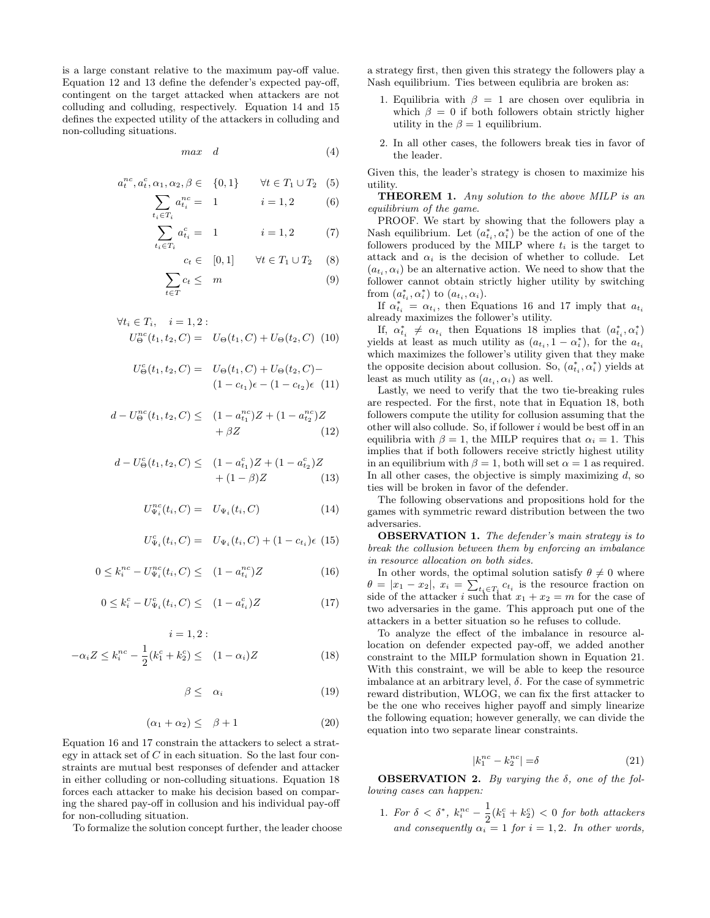is a large constant relative to the maximum pay-off value. Equation 12 and 13 define the defender's expected pay-off, contingent on the target attacked when attackers are not colluding and colluding, respectively. Equation 14 and 15 defines the expected utility of the attackers in colluding and non-colluding situations.

$$max \quad d \tag{4}$$

$$a^{nc}_t, a^c_t, \alpha_1, \alpha_2, \beta \in \quad \{0,1\} \qquad \forall t \in T_1 \cup T_2 \tag{5}$$

$$\sum_{t_i \in T_i} a^{nc}_{t_i} = \quad 1 \qquad i = 1,2 \tag{6}$$

$$\sum_{t_i \in T_i} a^{c}_{t_i} = \quad 1 \qquad i = 1,2 \tag{7}$$

$$c_t \in \quad [0,1] \qquad \forall t \in T_1 \cup T_2 \tag{8}$$

$$\sum_{t \in T} c_t \leq \quad m \tag{9}$$

$$\forall t_i \in T_i, \quad i = 1,2:$$

$$U^{nc}_\Theta(t_1,t_2,C) = \quad U_\Theta(t_1,C) + U_\Theta(t_2,C) \tag{10}$$

$$U^{c}_\Theta(t_1,t_2,C) = \quad U_\Theta(t_1,C) + U_\Theta(t_2,C) - (1-c_{t_1})\epsilon - (1-c_{t_2})\epsilon \tag{11}$$

$$d - U^{nc}_\Theta(t_1,t_2,C) \leq \quad (1-a^{nc}_{t_1})Z + (1-a^{nc}_{t_2})Z + \beta Z \tag{12}$$

$$d - U^{c}_\Theta(t_1,t_2,C) \leq \quad (1-a^{c}_{t_1})Z + (1-a^{c}_{t_2})Z + (1-\beta)Z \tag{13}$$

$$U^{nc}_{\Psi_i}(t_i,C) = \quad U_{\Psi_i}(t_i,C) \tag{14}$$

$$U^{c}_{\Psi_i}(t_i,C) = \quad U_{\Psi_i}(t_i,C) + (1-c_{t_i})\epsilon \tag{15}$$

$$0 \leq k^{nc}_i - U^{nc}_{\Psi_i}(t_i,C) \leq \quad (1-a^{nc}_{t_i})Z \tag{16}$$

$$0 \leq k^{c}_i - U^{c}_{\Psi_i}(t_i,C) \leq \quad (1-a^{c}_{t_i})Z \tag{17}$$

$$i = 1,2:$$

$$-\alpha_i Z \leq k^{nc}_i - \frac{1}{2}(k^c_1 + k^c_2) \leq \quad (1-\alpha_i)Z \tag{18}$$

$$\beta \leq \quad \alpha_i \tag{19}$$

$$(\alpha_1 + \alpha_2) \leq \quad \beta + 1 \tag{20}$$

Equation 16 and 17 constrain the attackers to select a strategy in attack set of $C$ in each situation. So the last four constraints are mutual best responses of defender and attacker in either colluding or non-colluding situations. Equation 18 forces each attacker to make his decision based on comparing the shared pay-off in collusion and his individual pay-off for non-colluding situation.

To formalize the solution concept further, the leader choose a strategy first, then given this strategy the followers play a Nash equilibrium. Ties between equlibria are broken as:

1. Equilibria with $\beta = 1$ are chosen over equlibria in which $\beta = 0$ if both followers obtain strictly higher utility in the $\beta = 1$ equilibrium.
2. In all other cases, the followers break ties in favor of the leader.

Given this, the leader's strategy is chosen to maximize his utility.

**THEOREM 1.** *Any solution to the above MILP is an equilibrium of the game.*

PROOF. We start by showing that the followers play a Nash equilibrium. Let $(a^*_{t_i}, \alpha^*_i)$ be the action of one of the followers produced by the MILP where $t_i$ is the target to attack and $\alpha_i$ is the decision of whether to collude. Let $(a_{t_i}, \alpha_i)$ be an alternative action. We need to show that the follower cannot obtain strictly higher utility by switching from $(a^*_{t_i}, \alpha^*_i)$ to $(a_{t_i}, \alpha_i)$.

If $\alpha^*_{t_i} = \alpha_{t_i}$, then Equations 16 and 17 imply that $a_{t_i}$ already maximizes the follower's utility.

If, $\alpha^*_{t_i} \neq \alpha_{t_i}$ then Equations 18 implies that $(a^*_{t_i}, \alpha^*_i)$ yields at least as much utility as $(a_{t_i}, 1-\alpha^*_i)$, for the $a_{t_i}$ which maximizes the follower's utility given that they make the opposite decision about collusion. So, $(a^*_{t_i}, \alpha^*_i)$ yields at least as much utility as $(a_{t_i}, \alpha_i)$ as well.

Lastly, we need to verify that the two tie-breaking rules are respected. For the first, note that in Equation 18, both followers compute the utility for collusion assuming that the other will also collude. So, if follower $i$ would be best off in an equilibria with $\beta = 1$, the MILP requires that $\alpha_i = 1$. This implies that if both followers receive strictly highest utility in an equilibrium with $\beta = 1$, both will set $\alpha = 1$ as required. In all other cases, the objective is simply maximizing $d$, so ties will be broken in favor of the defender.

The following observations and propositions hold for the games with symmetric reward distribution between the two adversaries.

**OBSERVATION 1.** *The defender's main strategy is to break the collusion between them by enforcing an imbalance in resource allocation on both sides.*

In other words, the optimal solution satisfy $\theta \neq 0$ where $\theta = |x_1 - x_2|$, $x_i = \sum_{t_i \in T_i} c_{t_i}$ is the resource fraction on side of the attacker $i$ such that $x_1 + x_2 = m$ for the case of two adversaries in the game. This approach put one of the attackers in a better situation so he refuses to collude.

To analyze the effect of the imbalance in resource allocation on defender expected pay-off, we added another constraint to the MILP formulation shown in Equation 21. With this constraint, we will be able to keep the resource imbalance at an arbitrary level, $\delta$. For the case of symmetric reward distribution, WLOG, we can fix the first attacker to be the one who receives higher payoff and simply linearize the following equation; however generally, we can divide the equation into two separate linear constraints.

$$|k^{nc}_1 - k^{nc}_2| = \delta \tag{21}$$

**OBSERVATION 2.** *By varying the $\delta$, one of the following cases can happen:*

1. *For $\delta < \delta^*$, $k^{nc}_i - \frac{1}{2}(k^c_1 + k^c_2) < 0$ for both attackers and consequently $\alpha_i = 1$ for $i = 1,2$. In other words,*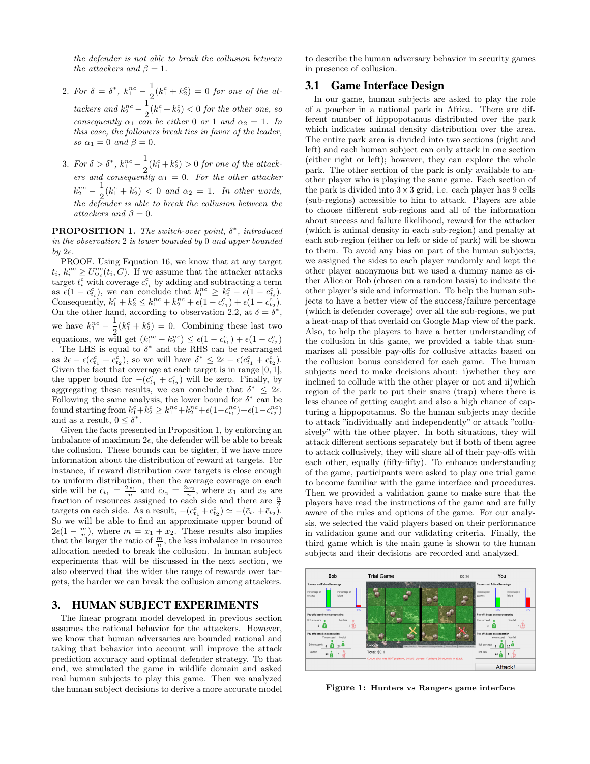*the defender is not able to break the collusion between the attackers and* $\beta = 1$.

2. *For* $\delta = \delta^*$, $k_1^{nc} - \frac{1}{2}(k_1^c + k_2^c) = 0$ *for one of the attackers and* $k_2^{nc} - \frac{1}{2}(k_1^c + k_2^c) < 0$ *for the other one, so consequently* $\alpha_1$ *can be either 0 or 1 and* $\alpha_2 = 1$. *In this case, the followers break ties in favor of the leader, so* $\alpha_1 = 0$ *and* $\beta = 0$.

3. *For* $\delta > \delta^*$, $k_1^{nc} - \frac{1}{2}(k_1^c + k_2^c) > 0$ *for one of the attackers and consequently* $\alpha_1 = 0$. *For the other attacker* $k_2^{nc} - \frac{1}{2}(k_1^c + k_2^c) < 0$ *and* $\alpha_2 = 1$. *In other words, the defender is able to break the collusion between the attackers and* $\beta = 0$.

**PROPOSITION 1.** *The switch-over point,* $\delta^*$, *introduced in the observation 2 is lower bounded by 0 and upper bounded by* $2\epsilon$.

PROOF. Using Equation 16, we know that at any target $t_i$, $k_i^{nc} \geq U_{\Psi_i}^{nc}(t_i, C)$. If we assume that the attacker attacks target $t_i^c$ with coverage $c_{t_i}^c$ by adding and subtracting a term as $\epsilon(1 - c_{t_i}^c)$, we can conclude that $k_i^{nc} \geq k_i^c - \epsilon(1 - c_{t_i}^c)$. Consequently, $k_1^c + k_2^c \leq k_1^{nc} + k_2^{nc} + \epsilon(1 - c_{t_1}^c) + \epsilon(1 - c_{t_2}^c)$. On the other hand, according to observation 2.2, at $\delta = \delta^*$, we have $k_1^{nc} - \frac{1}{2}(k_1^c + k_2^c) = 0$. Combining these last two equations, we will get $(k_1^{nc} - k_2^{nc}) \leq \epsilon(1 - c_{t_1}^c) + \epsilon(1 - c_{t_2}^c)$. The LHS is equal to $\delta^*$ and the RHS can be rearranged as $2\epsilon - \epsilon(c_{t_1}^c + c_{t_2}^c)$, so we will have $\delta^* \leq 2\epsilon - \epsilon(c_{t_1}^c + c_{t_2}^c)$. Given the fact that coverage at each target is in range $[0, 1]$, the upper bound for $-(c_{t_1}^c + c_{t_2}^c)$ will be zero. Finally, by aggregating these results, we can conclude that $\delta^* \leq 2\epsilon$. Following the same analysis, the lower bound for $\delta^*$ can be found starting from $k_1^c + k_2^c \geq k_1^{nc} + k_2^{nc} + \epsilon(1 - c_{t_1}^{nc}) + \epsilon(1 - c_{t_2}^{nc})$ and as a result, $0 \leq \delta^*$.

Given the facts presented in Proposition 1, by enforcing an imbalance of maximum $2\epsilon$, the defender will be able to break the collusion. These bounds can be tighter, if we have more information about the distribution of reward at targets. For instance, if reward distribution over targets is close enough to uniform distribution, then the average coverage on each side will be $\bar{c}_{t_1} = \frac{2x_1}{n}$ and $\bar{c}_{t_2} = \frac{2x_2}{n}$, where $x_1$ and $x_2$ are fraction of resources assigned to each side and there are $\frac{n}{2}$ targets on each side. As a result, $-(c_{t_1}^c + c_{t_2}^c) \simeq -(\bar{c}_{t_1} + \bar{c}_{t_2})$. So we will be able to find an approximate upper bound of $2\epsilon(1 - \frac{m}{n})$, where $m = x_1 + x_2$. These results also implies that the larger the ratio of $\frac{m}{n}$, the less imbalance in resource allocation needed to break the collusion. In human subject experiments that will be discussed in the next section, we also observed that the wider the range of rewards over targets, the harder we can break the collusion among attackers.

## 3. HUMAN SUBJECT EXPERIMENTS

The linear program model developed in previous section assumes the rational behavior for the attackers. However, we know that human adversaries are bounded rational and taking that behavior into account will improve the attack prediction accuracy and optimal defender strategy. To that end, we simulated the game in wildlife domain and asked real human subjects to play this game. Then we analyzed the human subject decisions to derive a more accurate model to describe the human adversary behavior in security games in presence of collusion.

### 3.1 Game Interface Design

In our game, human subjects are asked to play the role of a poacher in a national park in Africa. There are different number of hippopotamus distributed over the park which indicates animal density distribution over the area. The entire park area is divided into two sections (right and left) and each human subject can only attack in one section (either right or left); however, they can explore the whole park. The other section of the park is only available to another player who is playing the same game. Each section of the park is divided into $3 \times 3$ grid, i.e. each player has 9 cells (sub-regions) accessible to him to attack. Players are able to choose different sub-regions and all of the information about success and failure likelihood, reward for the attacker (which is animal density in each sub-region) and penalty at each sub-region (either on left or side of park) will be shown to them. To avoid any bias on part of the human subjects, we assigned the sides to each player randomly and kept the other player anonymous but we used a dummy name as either Alice or Bob (chosen on a random basis) to indicate the other player's side and information. To help the human subjects to have a better view of the success/failure percentage (which is defender coverage) over all the sub-regions, we put a heat-map of that overlaid on Google Map view of the park. Also, to help the players to have a better understanding of the collusion in this game, we provided a table that summarizes all possible pay-offs for collusive attacks based on the collusion bonus considered for each game. The human subjects need to make decisions about: i)whether they are inclined to collude with the other player or not and ii)which region of the park to put their snare (trap) where there is less chance of getting caught and also a high chance of capturing a hippopotamus. So the human subjects may decide to attack "individually and independently" or attack "collusively" with the other player. In both situations, they will attack different sections separately but if both of them agree to attack collusively, they will share all of their pay-offs with each other, equally (fifty-fifty). To enhance understanding of the game, participants were asked to play one trial game to become familiar with the game interface and procedures. Then we provided a validation game to make sure that the players have read the instructions of the game and are fully aware of the rules and options of the game. For our analysis, we selected the valid players based on their performance in validation game and our validating criteria. Finally, the third game which is the main game is shown to the human subjects and their decisions are recorded and analyzed.

**Figure 1: Hunters vs Rangers game interface**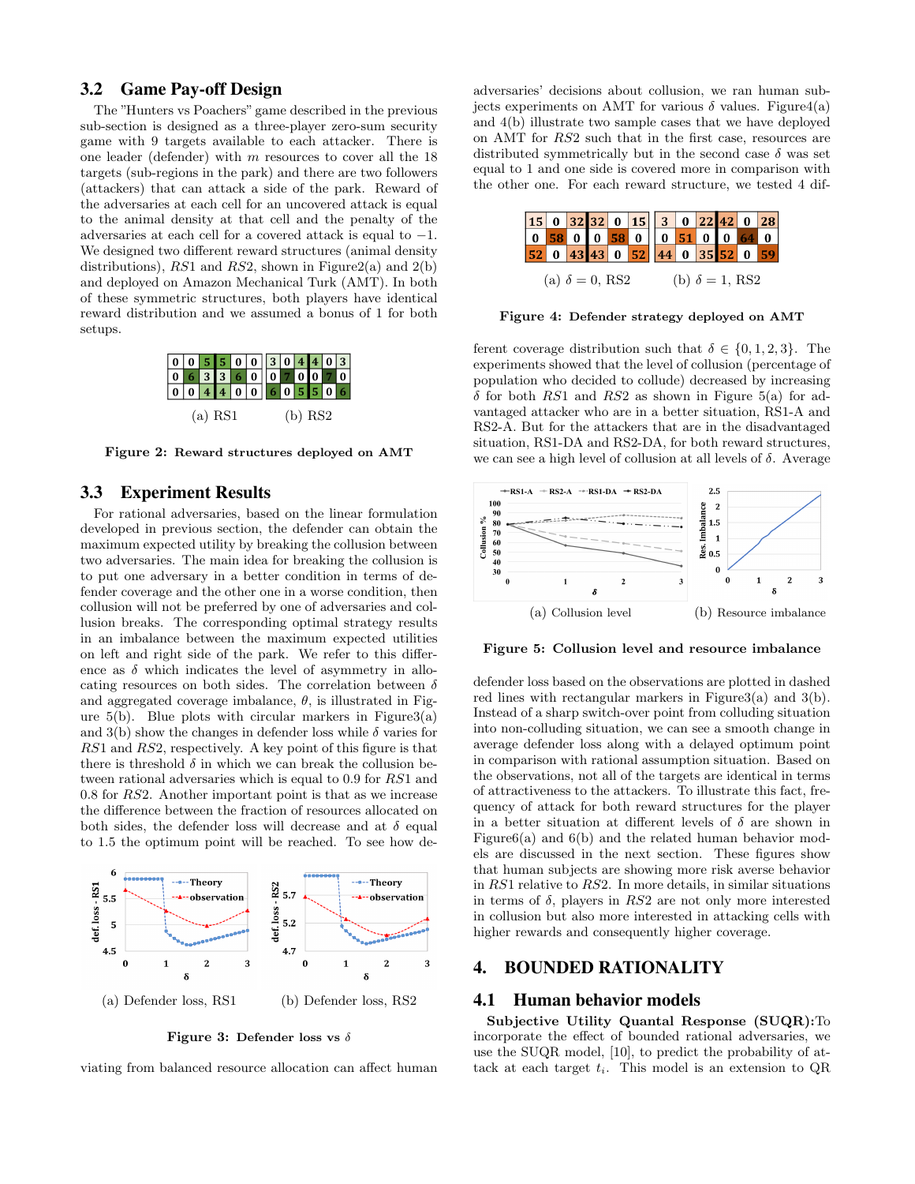### 3.2 Game Pay-off Design

The "Hunters vs Poachers" game described in the previous sub-section is designed as a three-player zero-sum security game with 9 targets available to each attacker. There is one leader (defender) with $m$ resources to cover all the 18 targets (sub-regions in the park) and there are two followers (attackers) that can attack a side of the park. Reward of the adversaries at each cell for an uncovered attack is equal to the animal density at that cell and the penalty of the adversaries at each cell for a covered attack is equal to $-1$. We designed two different reward structures (animal density distributions), $RS1$ and $RS2$, shown in Figure2(a) and 2(b) and deployed on Amazon Mechanical Turk (AMT). In both of these symmetric structures, both players have identical reward distribution and we assumed a bonus of 1 for both setups.

(a) RS1

| | | | | | |
|---|---|---|---|---|---|
| 0 | 0 | 5 | 5 | 0 | 0 |
| 0 | 6 | 3 | 3 | 6 | 0 |
| 0 | 0 | 4 | 4 | 0 | 0 |

(b) RS2

| | | | | | |
|---|---|---|---|---|---|
| 3 | 0 | 4 | 4 | 0 | 3 |
| 0 | 7 | 0 | 0 | 7 | 0 |
| 6 | 0 | 5 | 5 | 0 | 6 |

**Figure 2: Reward structures deployed on AMT**

### 3.3 Experiment Results

For rational adversaries, based on the linear formulation developed in previous section, the defender can obtain the maximum expected utility by breaking the collusion between two adversaries. The main idea for breaking the collusion is to put one adversary in a better condition in terms of defender coverage and the other one in a worse condition, then collusion will not be preferred by one of adversaries and collusion breaks. The corresponding optimal strategy results in an imbalance between the maximum expected utilities on left and right side of the park. We refer to this difference as $\delta$ which indicates the level of asymmetry in allocating resources on both sides. The correlation between $\delta$ and aggregated coverage imbalance, $\theta$, is illustrated in Figure 5(b). Blue plots with circular markers in Figure3(a) and 3(b) show the changes in defender loss while $\delta$ varies for $RS1$ and $RS2$, respectively. A key point of this figure is that there is threshold $\delta$ in which we can break the collusion between rational adversaries which is equal to 0.9 for $RS1$ and 0.8 for $RS2$. Another important point is that as we increase the difference between the fraction of resources allocated on both sides, the defender loss will decrease and at $\delta$ equal to 1.5 the optimum point will be reached. To see how deviating from balanced resource allocation can affect human adversaries' decisions about collusion, we ran human subjects experiments on AMT for various $\delta$ values. Figure4(a) and 4(b) illustrate two sample cases that we have deployed on AMT for $RS2$ such that in the first case, resources are distributed symmetrically but in the second case $\delta$ was set equal to 1 and one side is covered more in comparison with the other one. For each reward structure, we tested 4 different coverage distribution such that $\delta \in \{0, 1, 2, 3\}$. The experiments showed that the level of collusion (percentage of population who decided to collude) decreased by increasing $\delta$ for both $RS1$ and $RS2$ as shown in Figure 5(a) for advantaged attacker who are in a better situation, RS1-A and RS2-A. But for the attackers that are in the disadvantaged situation, RS1-DA and RS2-DA, for both reward structures, we can see a high level of collusion at all levels of $\delta$. Average defender loss based on the observations are plotted in dashed red lines with rectangular markers in Figure3(a) and 3(b). Instead of a sharp switch-over point from colluding situation into non-colluding situation, we can see a smooth change in average defender loss along with a delayed optimum point in comparison with rational assumption situation. Based on the observations, not all of the targets are identical in terms of attractiveness to the attackers. To illustrate this fact, frequency of attack for both reward structures for the player in a better situation at different levels of $\delta$ are shown in Figure6(a) and 6(b) and the related human behavior models are discussed in the next section. These figures show that human subjects are showing more risk averse behavior in $RS1$ relative to $RS2$. In more details, in similar situations in terms of $\delta$, players in $RS2$ are not only more interested in collusion but also more interested in attacking cells with higher rewards and consequently higher coverage.

(a) Defender loss, RS1

(b) Defender loss, RS2

**Figure 3: Defender loss vs $\delta$**

(a) $\delta = 0$, RS2

| | | | | | |
|---|---|---|---|---|---|
| 15 | 0 | 32 | 32 | 0 | 15 |
| 0 | 58 | 0 | 0 | 58 | 0 |
| 52 | 0 | 43 | 43 | 0 | 52 |

(b) $\delta = 1$, RS2

| | | | | | |
|---|---|---|---|---|---|
| 3 | 0 | 22 | 42 | 0 | 28 |
| 0 | 51 | 0 | 0 | 64 | 0 |
| 44 | 0 | 35 | 52 | 0 | 59 |

**Figure 4: Defender strategy deployed on AMT**

(a) Collusion level

(b) Resource imbalance

**Figure 5: Collusion level and resource imbalance**

## 4. BOUNDED RATIONALITY

### 4.1 Human behavior models

**Subjective Utility Quantal Response (SUQR):** To incorporate the effect of bounded rational adversaries, we use the SUQR model, [10], to predict the probability of attack at each target $t_i$. This model is an extension to QR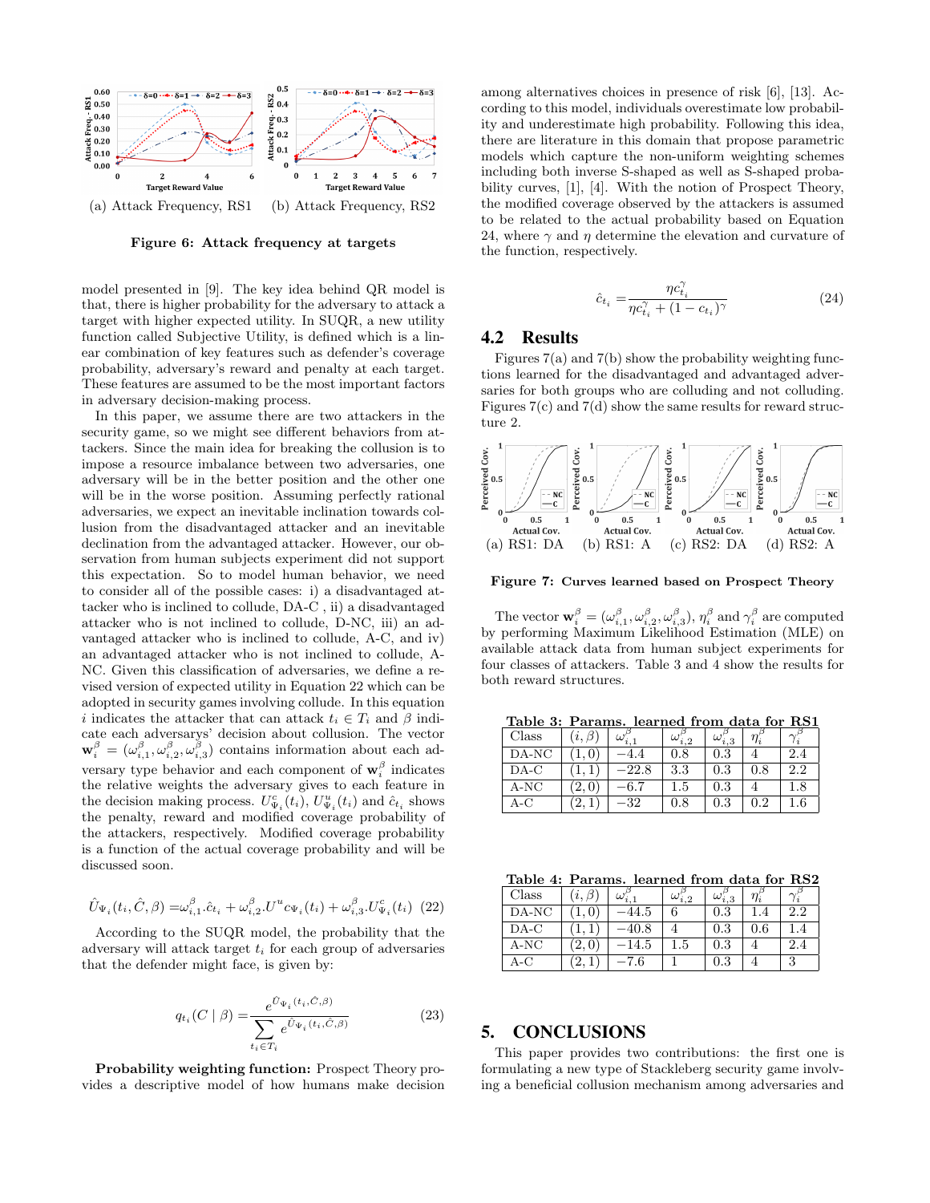(a) Attack Frequency, RS1 (b) Attack Frequency, RS2

**Figure 6: Attack frequency at targets**

model presented in [9]. The key idea behind QR model is that, there is higher probability for the adversary to attack a target with higher expected utility. In SUQR, a new utility function called Subjective Utility, is defined which is a linear combination of key features such as defender's coverage probability, adversary's reward and penalty at each target. These features are assumed to be the most important factors in adversary decision-making process.

In this paper, we assume there are two attackers in the security game, so we might see different behaviors from attackers. Since the main idea for breaking the collusion is to impose a resource imbalance between two adversaries, one adversary will be in the better position and the other one will be in the worse position. Assuming perfectly rational adversaries, we expect an inevitable inclination towards collusion from the disadvantaged attacker and an inevitable declination from the advantaged attacker. However, our observation from human subjects experiment did not support this expectation. So to model human behavior, we need to consider all of the possible cases: i) a disadvantaged attacker who is inclined to collude, DA-C , ii) a disadvantaged attacker who is not inclined to collude, D-NC, iii) an advantaged attacker who is inclined to collude, A-C, and iv) an advantaged attacker who is not inclined to collude, A-NC. Given this classification of adversaries, we define a revised version of expected utility in Equation 22 which can be adopted in security games involving collude. In this equation $i$ indicates the attacker that can attack $t_i \in T_i$ and $\beta$ indicate each adversarys' decision about collusion. The vector $\mathbf{w}_i^\beta = (\omega_{i,1}^\beta, \omega_{i,2}^\beta, \omega_{i,3}^\beta)$ contains information about each adversary type behavior and each component of $\mathbf{w}_i^\beta$ indicates the relative weights the adversary gives to each feature in the decision making process. $U_{\Psi_i}^c(t_i)$, $U_{\Psi_i}^u(t_i)$ and $\hat{c}_{t_i}$ shows the penalty, reward and modified coverage probability of the attackers, respectively. Modified coverage probability is a function of the actual coverage probability and will be discussed soon.

$$\hat{U}_{\Psi_i}(t_i, \hat{C}, \beta) = \omega_{i,1}^\beta.\hat{c}_{t_i} + \omega_{i,2}^\beta.U^u c_{\Psi_i}(t_i) + \omega_{i,3}^\beta.U_{\Psi_i}^c(t_i) \quad (22)$$

According to the SUQR model, the probability that the adversary will attack target $t_i$ for each group of adversaries that the defender might face, is given by:

$$q_{t_i}(C \mid \beta) = \frac{e^{\hat{U}_{\Psi_i}(t_i, \hat{C}, \beta)}}{\sum_{t_i \in T_i} e^{\hat{U}_{\Psi_i}(t_i, \hat{C}, \beta)}} \quad (23)$$

**Probability weighting function:** Prospect Theory provides a descriptive model of how humans make decision among alternatives choices in presence of risk [6], [13]. According to this model, individuals overestimate low probability and underestimate high probability. Following this idea, there are literature in this domain that propose parametric models which capture the non-uniform weighting schemes including both inverse S-shaped as well as S-shaped probability curves, [1], [4]. With the notion of Prospect Theory, the modified coverage observed by the attackers is assumed to be related to the actual probability based on Equation 24, where $\gamma$ and $\eta$ determine the elevation and curvature of the function, respectively.

$$\hat{c}_{t_i} = \frac{\eta c_{t_i}^\gamma}{\eta c_{t_i}^\gamma + (1 - c_{t_i})^\gamma} \quad (24)$$

## 4.2 Results

Figures 7(a) and 7(b) show the probability weighting functions learned for the disadvantaged and advantaged adversaries for both groups who are colluding and not colluding. Figures 7(c) and 7(d) show the same results for reward structure 2.

(a) RS1: DA (b) RS1: A (c) RS2: DA (d) RS2: A

**Figure 7: Curves learned based on Prospect Theory**

The vector $\mathbf{w}_i^\beta = (\omega_{i,1}^\beta, \omega_{i,2}^\beta, \omega_{i,3}^\beta)$, $\eta_i^\beta$ and $\gamma_i^\beta$ are computed by performing Maximum Likelihood Estimation (MLE) on available attack data from human subject experiments for four classes of attackers. Table 3 and 4 show the results for both reward structures.

**Table 3: Params. learned from data for RS1**

| Class | $(i,\beta)$ | $\omega_{i,1}^\beta$ | $\omega_{i,2}^\beta$ | $\omega_{i,3}^\beta$ | $\eta_i^\beta$ | $\gamma_i^\beta$ |
|---|---|---|---|---|---|---|
| DA-NC | $(1,0)$ | $-4.4$ | 0.8 | 0.3 | 4 | 2.4 |
| DA-C | $(1,1)$ | $-22.8$ | 3.3 | 0.3 | 0.8 | 2.2 |
| A-NC | $(2,0)$ | $-6.7$ | 1.5 | 0.3 | 4 | 1.8 |
| A-C | $(2,1)$ | $-32$ | 0.8 | 0.3 | 0.2 | 1.6 |

**Table 4: Params. learned from data for RS2**

| Class | $(i,\beta)$ | $\omega_{i,1}^\beta$ | $\omega_{i,2}^\beta$ | $\omega_{i,3}^\beta$ | $\eta_i^\beta$ | $\gamma_i^\beta$ |
|---|---|---|---|---|---|---|
| DA-NC | $(1,0)$ | $-44.5$ | 6 | 0.3 | 1.4 | 2.2 |
| DA-C | $(1,1)$ | $-40.8$ | 4 | 0.3 | 0.6 | 1.4 |
| A-NC | $(2,0)$ | $-14.5$ | 1.5 | 0.3 | 4 | 2.4 |
| A-C | $(2,1)$ | $-7.6$ | 1 | 0.3 | 4 | 3 |

# 5. CONCLUSIONS

This paper provides two contributions: the first one is formulating a new type of Stackleberg security game involving a beneficial collusion mechanism among adversaries and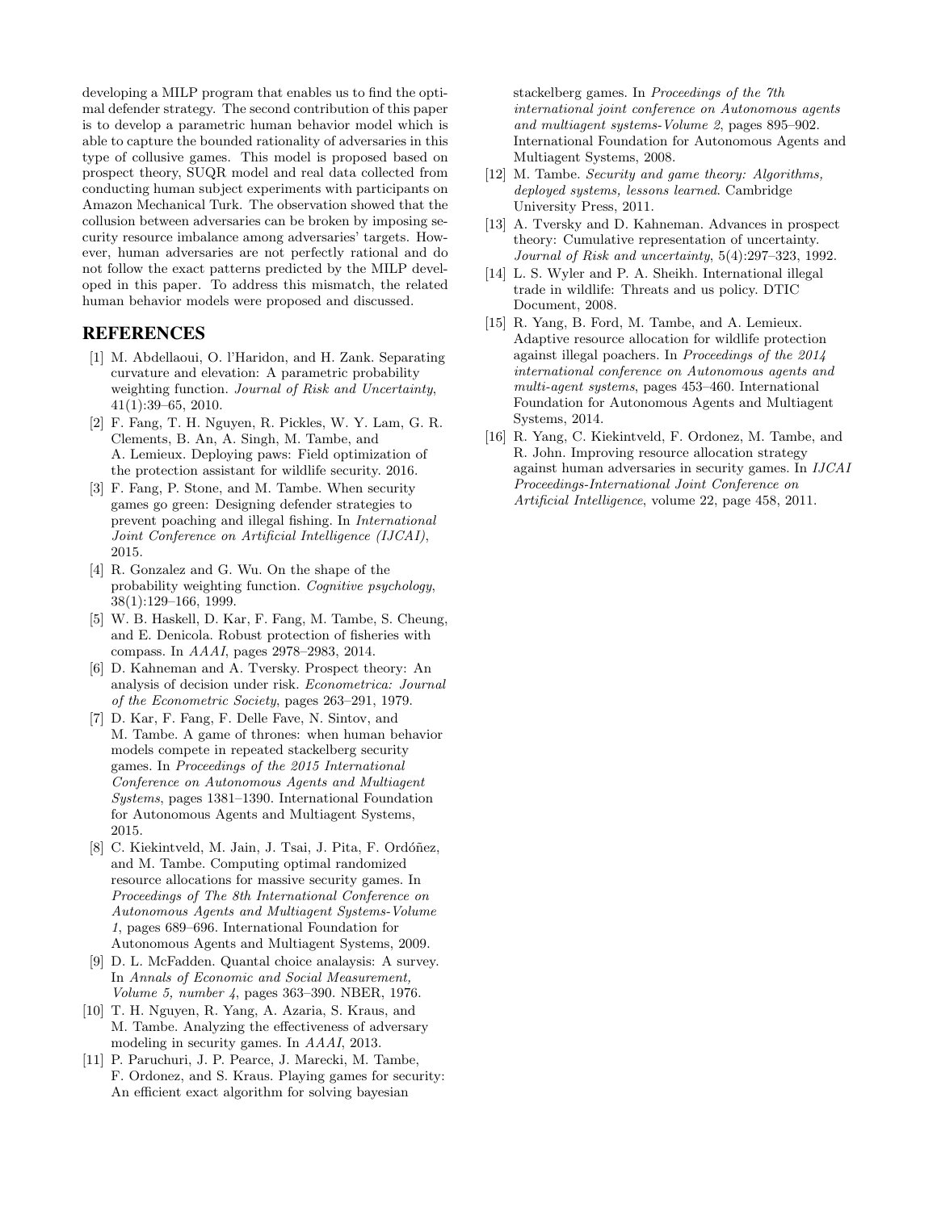developing a MILP program that enables us to find the optimal defender strategy. The second contribution of this paper is to develop a parametric human behavior model which is able to capture the bounded rationality of adversaries in this type of collusive games. This model is proposed based on prospect theory, SUQR model and real data collected from conducting human subject experiments with participants on Amazon Mechanical Turk. The observation showed that the collusion between adversaries can be broken by imposing security resource imbalance among adversaries' targets. However, human adversaries are not perfectly rational and do not follow the exact patterns predicted by the MILP developed in this paper. To address this mismatch, the related human behavior models were proposed and discussed.

## REFERENCES

[1] M. Abdellaoui, O. l'Haridon, and H. Zank. Separating curvature and elevation: A parametric probability weighting function. *Journal of Risk and Uncertainty*, 41(1):39–65, 2010.

[2] F. Fang, T. H. Nguyen, R. Pickles, W. Y. Lam, G. R. Clements, B. An, A. Singh, M. Tambe, and A. Lemieux. Deploying paws: Field optimization of the protection assistant for wildlife security. 2016.

[3] F. Fang, P. Stone, and M. Tambe. When security games go green: Designing defender strategies to prevent poaching and illegal fishing. In *International Joint Conference on Artificial Intelligence (IJCAI)*, 2015.

[4] R. Gonzalez and G. Wu. On the shape of the probability weighting function. *Cognitive psychology*, 38(1):129–166, 1999.

[5] W. B. Haskell, D. Kar, F. Fang, M. Tambe, S. Cheung, and E. Denicola. Robust protection of fisheries with compass. In *AAAI*, pages 2978–2983, 2014.

[6] D. Kahneman and A. Tversky. Prospect theory: An analysis of decision under risk. *Econometrica: Journal of the Econometric Society*, pages 263–291, 1979.

[7] D. Kar, F. Fang, F. Delle Fave, N. Sintov, and M. Tambe. A game of thrones: when human behavior models compete in repeated stackelberg security games. In *Proceedings of the 2015 International Conference on Autonomous Agents and Multiagent Systems*, pages 1381–1390. International Foundation for Autonomous Agents and Multiagent Systems, 2015.

[8] C. Kiekintveld, M. Jain, J. Tsai, J. Pita, F. Ordóñez, and M. Tambe. Computing optimal randomized resource allocations for massive security games. In *Proceedings of The 8th International Conference on Autonomous Agents and Multiagent Systems-Volume 1*, pages 689–696. International Foundation for Autonomous Agents and Multiagent Systems, 2009.

[9] D. L. McFadden. Quantal choice analaysis: A survey. In *Annals of Economic and Social Measurement, Volume 5, number 4*, pages 363–390. NBER, 1976.

[10] T. H. Nguyen, R. Yang, A. Azaria, S. Kraus, and M. Tambe. Analyzing the effectiveness of adversary modeling in security games. In *AAAI*, 2013.

[11] P. Paruchuri, J. P. Pearce, J. Marecki, M. Tambe, F. Ordonez, and S. Kraus. Playing games for security: An efficient exact algorithm for solving bayesian stackelberg games. In *Proceedings of the 7th international joint conference on Autonomous agents and multiagent systems-Volume 2*, pages 895–902. International Foundation for Autonomous Agents and Multiagent Systems, 2008.

[12] M. Tambe. *Security and game theory: Algorithms, deployed systems, lessons learned*. Cambridge University Press, 2011.

[13] A. Tversky and D. Kahneman. Advances in prospect theory: Cumulative representation of uncertainty. *Journal of Risk and uncertainty*, 5(4):297–323, 1992.

[14] L. S. Wyler and P. A. Sheikh. International illegal trade in wildlife: Threats and us policy. DTIC Document, 2008.

[15] R. Yang, B. Ford, M. Tambe, and A. Lemieux. Adaptive resource allocation for wildlife protection against illegal poachers. In *Proceedings of the 2014 international conference on Autonomous agents and multi-agent systems*, pages 453–460. International Foundation for Autonomous Agents and Multiagent Systems, 2014.

[16] R. Yang, C. Kiekintveld, F. Ordonez, M. Tambe, and R. John. Improving resource allocation strategy against human adversaries in security games. In *IJCAI Proceedings-International Joint Conference on Artificial Intelligence*, volume 22, page 458, 2011.